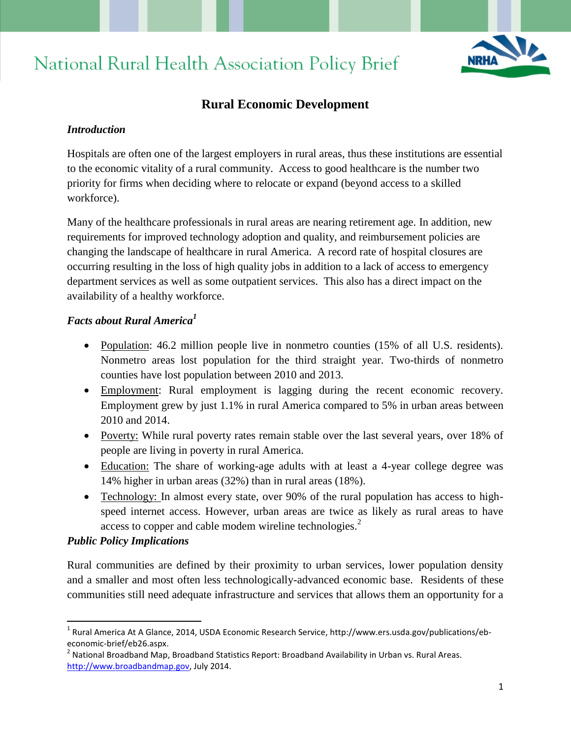# National Rural Health Association Policy Brief

## Rural Economic Development

### *Introduction*

Hospitals are often one of the largest employers in rural areas, thus these institutions are essential to the economic vitality of a rural community. Access to good healthcare is the number two priority for firms when deciding where to relocate or expand (beyond access to a skilled workforce).

Many of the healthcare professionals in rural areas are nearing retirement age. In addition, new requirements for improved technology adoption and quality, and reimbursement policies are changing the landscape of healthcare in rural America. A record rate of hospital closures are occurring resulting in the loss of high quality jobs in addition to a lack of access to emergency department services as well as some outpatient services. This also has a direct impact on the availability of a healthy workforce.

### *Facts about Rural America*[1]

- Population: 46.2 million people live in nonmetro counties (15% of all U.S. residents). Nonmetro areas lost population for the third straight year. Two-thirds of nonmetro counties have lost population between 2010 and 2013.
- Employment: Rural employment is lagging during the recent economic recovery. Employment grew by just 1.1% in rural America compared to 5% in urban areas between 2010 and 2014.
- Poverty: While rural poverty rates remain stable over the last several years, over 18% of people are living in poverty in rural America.
- Education: The share of working-age adults with at least a 4-year college degree was 14% higher in urban areas (32%) than in rural areas (18%).
- Technology: In almost every state, over 90% of the rural population has access to high-speed internet access. However, urban areas are twice as likely as rural areas to have access to copper and cable modem wireline technologies.[2]

### *Public Policy Implications*

Rural communities are defined by their proximity to urban services, lower population density and a smaller and most often less technologically-advanced economic base. Residents of these communities still need adequate infrastructure and services that allows them an opportunity for a

---

[1] Rural America At A Glance, 2014, USDA Economic Research Service, http://www.ers.usda.gov/publications/eb-economic-brief/eb26.aspx.

[2] National Broadband Map, Broadband Statistics Report: Broadband Availability in Urban vs. Rural Areas. http://www.broadbandmap.gov, July 2014.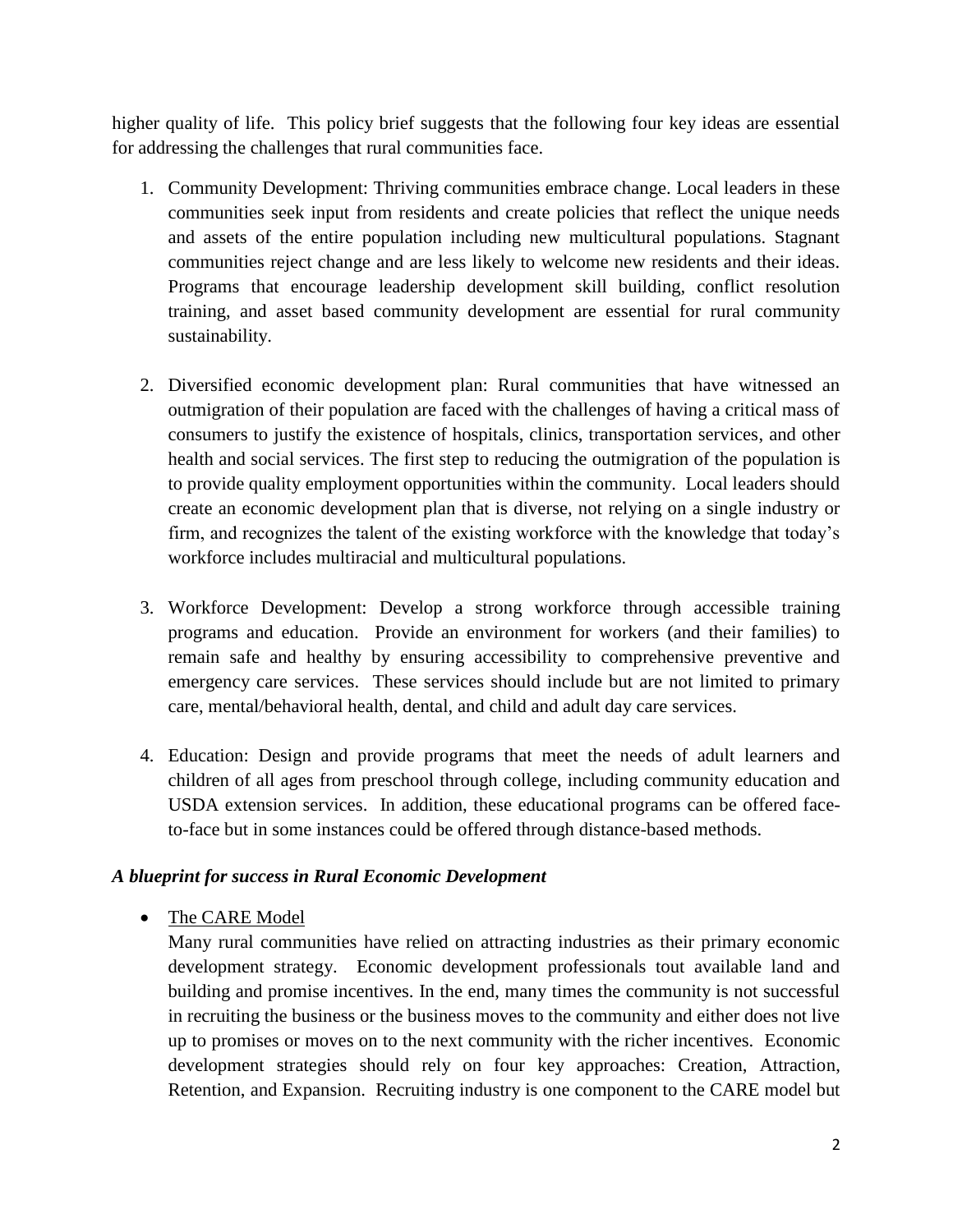higher quality of life. This policy brief suggests that the following four key ideas are essential for addressing the challenges that rural communities face.

1. Community Development: Thriving communities embrace change. Local leaders in these communities seek input from residents and create policies that reflect the unique needs and assets of the entire population including new multicultural populations. Stagnant communities reject change and are less likely to welcome new residents and their ideas. Programs that encourage leadership development skill building, conflict resolution training, and asset based community development are essential for rural community sustainability.

2. Diversified economic development plan: Rural communities that have witnessed an outmigration of their population are faced with the challenges of having a critical mass of consumers to justify the existence of hospitals, clinics, transportation services, and other health and social services. The first step to reducing the outmigration of the population is to provide quality employment opportunities within the community. Local leaders should create an economic development plan that is diverse, not relying on a single industry or firm, and recognizes the talent of the existing workforce with the knowledge that today's workforce includes multiracial and multicultural populations.

3. Workforce Development: Develop a strong workforce through accessible training programs and education. Provide an environment for workers (and their families) to remain safe and healthy by ensuring accessibility to comprehensive preventive and emergency care services. These services should include but are not limited to primary care, mental/behavioral health, dental, and child and adult day care services.

4. Education: Design and provide programs that meet the needs of adult learners and children of all ages from preschool through college, including community education and USDA extension services. In addition, these educational programs can be offered face-to-face but in some instances could be offered through distance-based methods.

### *A blueprint for success in Rural Economic Development*

- <u>The CARE Model</u>

  Many rural communities have relied on attracting industries as their primary economic development strategy. Economic development professionals tout available land and building and promise incentives. In the end, many times the community is not successful in recruiting the business or the business moves to the community and either does not live up to promises or moves on to the next community with the richer incentives. Economic development strategies should rely on four key approaches: Creation, Attraction, Retention, and Expansion. Recruiting industry is one component to the CARE model but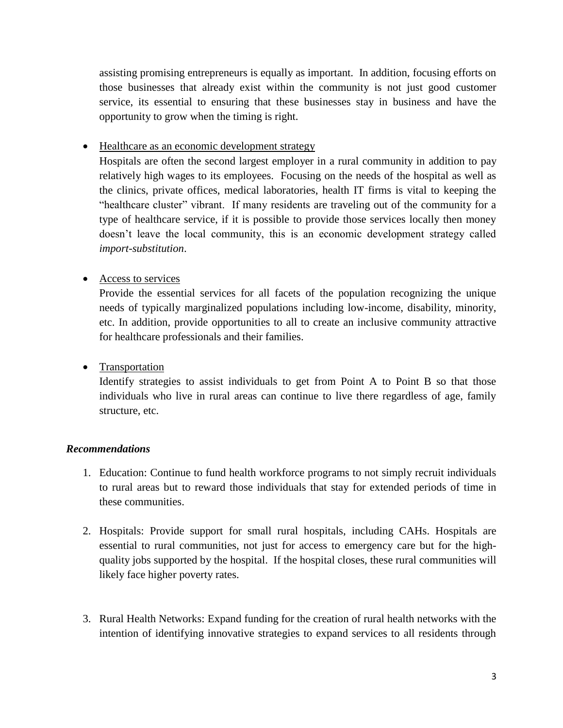assisting promising entrepreneurs is equally as important. In addition, focusing efforts on those businesses that already exist within the community is not just good customer service, its essential to ensuring that these businesses stay in business and have the opportunity to grow when the timing is right.

- Healthcare as an economic development strategy
  Hospitals are often the second largest employer in a rural community in addition to pay relatively high wages to its employees. Focusing on the needs of the hospital as well as the clinics, private offices, medical laboratories, health IT firms is vital to keeping the "healthcare cluster" vibrant. If many residents are traveling out of the community for a type of healthcare service, if it is possible to provide those services locally then money doesn't leave the local community, this is an economic development strategy called *import-substitution*.

- Access to services
  Provide the essential services for all facets of the population recognizing the unique needs of typically marginalized populations including low-income, disability, minority, etc. In addition, provide opportunities to all to create an inclusive community attractive for healthcare professionals and their families.

- Transportation
  Identify strategies to assist individuals to get from Point A to Point B so that those individuals who live in rural areas can continue to live there regardless of age, family structure, etc.

***Recommendations***

1. Education: Continue to fund health workforce programs to not simply recruit individuals to rural areas but to reward those individuals that stay for extended periods of time in these communities.

2. Hospitals: Provide support for small rural hospitals, including CAHs. Hospitals are essential to rural communities, not just for access to emergency care but for the high-quality jobs supported by the hospital. If the hospital closes, these rural communities will likely face higher poverty rates.

3. Rural Health Networks: Expand funding for the creation of rural health networks with the intention of identifying innovative strategies to expand services to all residents through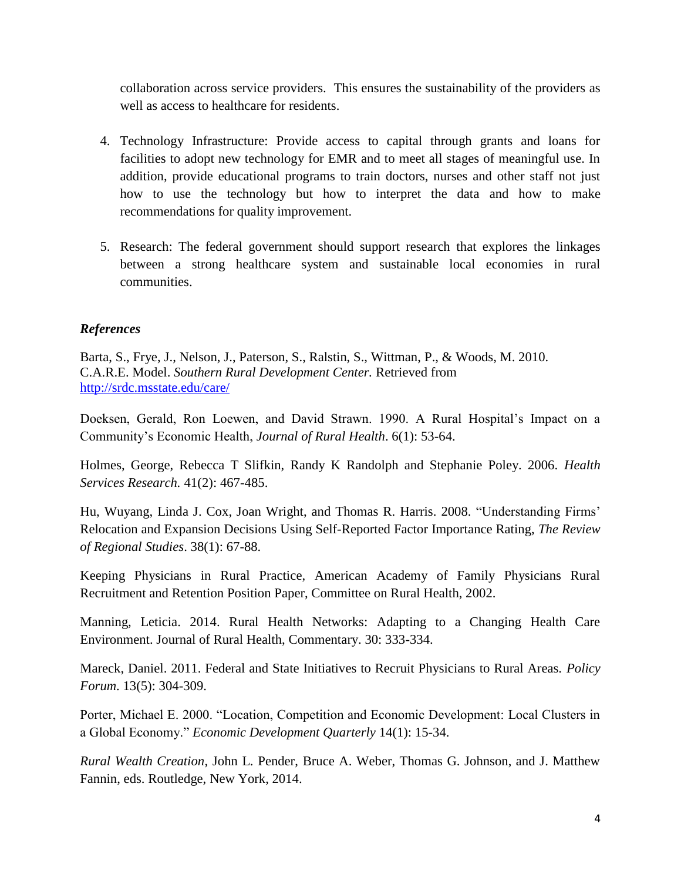collaboration across service providers. This ensures the sustainability of the providers as well as access to healthcare for residents.

4. Technology Infrastructure: Provide access to capital through grants and loans for facilities to adopt new technology for EMR and to meet all stages of meaningful use. In addition, provide educational programs to train doctors, nurses and other staff not just how to use the technology but how to interpret the data and how to make recommendations for quality improvement.

5. Research: The federal government should support research that explores the linkages between a strong healthcare system and sustainable local economies in rural communities.

### *References*

Barta, S., Frye, J., Nelson, J., Paterson, S., Ralstin, S., Wittman, P., & Woods, M. 2010. C.A.R.E. Model. *Southern Rural Development Center.* Retrieved from http://srdc.msstate.edu/care/

Doeksen, Gerald, Ron Loewen, and David Strawn. 1990. A Rural Hospital's Impact on a Community's Economic Health, *Journal of Rural Health*. 6(1): 53-64.

Holmes, George, Rebecca T Slifkin, Randy K Randolph and Stephanie Poley. 2006. *Health Services Research.* 41(2): 467-485.

Hu, Wuyang, Linda J. Cox, Joan Wright, and Thomas R. Harris. 2008. "Understanding Firms' Relocation and Expansion Decisions Using Self-Reported Factor Importance Rating, *The Review of Regional Studies*. 38(1): 67-88.

Keeping Physicians in Rural Practice, American Academy of Family Physicians Rural Recruitment and Retention Position Paper, Committee on Rural Health, 2002.

Manning, Leticia. 2014. Rural Health Networks: Adapting to a Changing Health Care Environment. Journal of Rural Health, Commentary. 30: 333-334.

Mareck, Daniel. 2011. Federal and State Initiatives to Recruit Physicians to Rural Areas. *Policy Forum*. 13(5): 304-309.

Porter, Michael E. 2000. "Location, Competition and Economic Development: Local Clusters in a Global Economy." *Economic Development Quarterly* 14(1): 15-34.

*Rural Wealth Creation*, John L. Pender, Bruce A. Weber, Thomas G. Johnson, and J. Matthew Fannin, eds. Routledge, New York, 2014.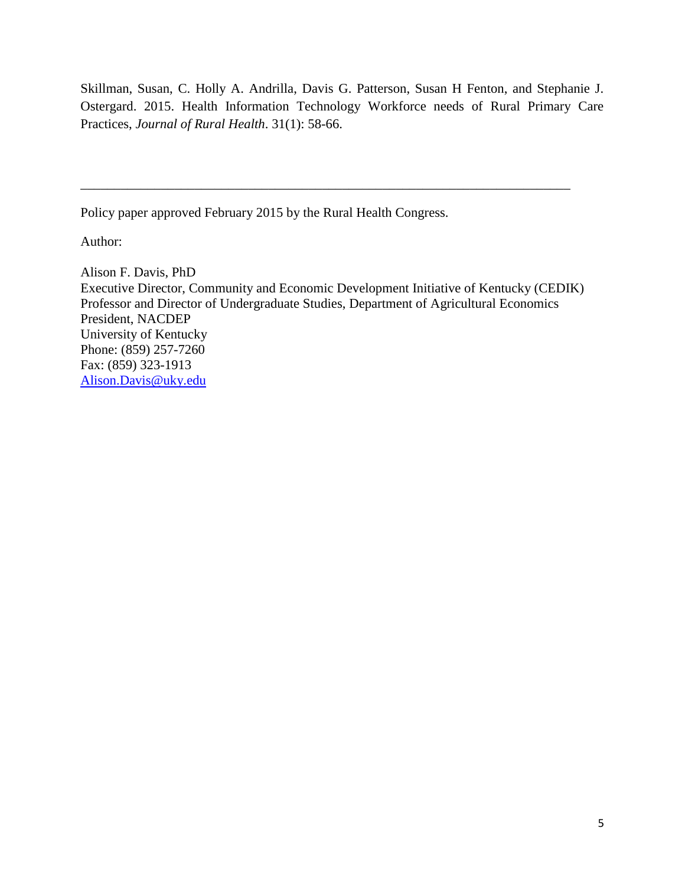Skillman, Susan, C. Holly A. Andrilla, Davis G. Patterson, Susan H Fenton, and Stephanie J. Ostergard. 2015. Health Information Technology Workforce needs of Rural Primary Care Practices, *Journal of Rural Health*. 31(1): 58-66.

---

Policy paper approved February 2015 by the Rural Health Congress.

Author:

Alison F. Davis, PhD
Executive Director, Community and Economic Development Initiative of Kentucky (CEDIK)
Professor and Director of Undergraduate Studies, Department of Agricultural Economics
President, NACDEP
University of Kentucky
Phone: (859) 257-7260
Fax: (859) 323-1913
Alison.Davis@uky.edu